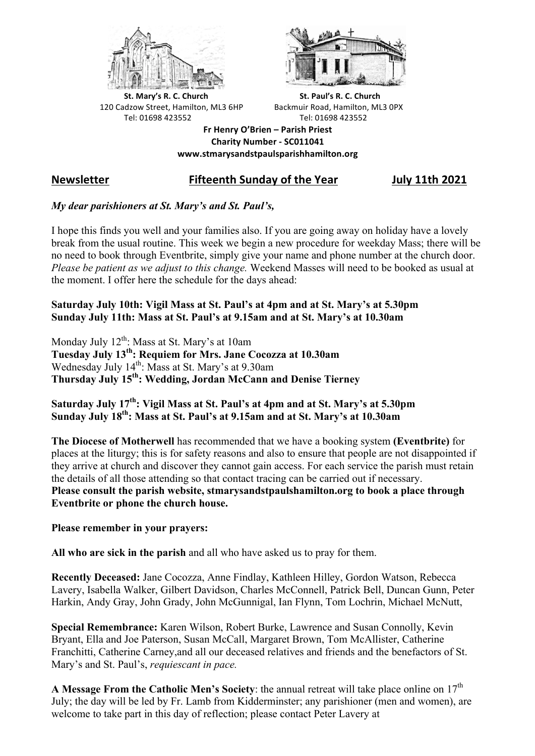**St. Mary's R. C. Church**
120 Cadzow Street, Hamilton, ML3 6HP
Tel: 01698 423552

**St. Paul's R. C. Church**
Backmuir Road, Hamilton, ML3 0PX
Tel: 01698 423552

**Fr Henry O'Brien – Parish Priest**
**Charity Number - SC011041**
**www.stmarysandstpaulsparishhamilton.org**

## Newsletter — Fifteenth Sunday of the Year — July 11th 2021

***My dear parishioners at St. Mary's and St. Paul's,***

I hope this finds you well and your families also. If you are going away on holiday have a lovely break from the usual routine. This week we begin a new procedure for weekday Mass; there will be no need to book through Eventbrite, simply give your name and phone number at the church door. *Please be patient as we adjust to this change.* Weekend Masses will need to be booked as usual at the moment. I offer here the schedule for the days ahead:

**Saturday July 10th: Vigil Mass at St. Paul's at 4pm and at St. Mary's at 5.30pm**
**Sunday July 11th: Mass at St. Paul's at 9.15am and at St. Mary's at 10.30am**

Monday July 12th: Mass at St. Mary's at 10am
**Tuesday July 13th: Requiem for Mrs. Jane Cocozza at 10.30am**
Wednesday July 14th: Mass at St. Mary's at 9.30am
**Thursday July 15th: Wedding, Jordan McCann and Denise Tierney**

**Saturday July 17th: Vigil Mass at St. Paul's at 4pm and at St. Mary's at 5.30pm**
**Sunday July 18th: Mass at St. Paul's at 9.15am and at St. Mary's at 10.30am**

**The Diocese of Motherwell** has recommended that we have a booking system **(Eventbrite)** for places at the liturgy; this is for safety reasons and also to ensure that people are not disappointed if they arrive at church and discover they cannot gain access. For each service the parish must retain the details of all those attending so that contact tracing can be carried out if necessary.
**Please consult the parish website, stmarysandstpaulshamilton.org to book a place through Eventbrite or phone the church house.**

**Please remember in your prayers:**

**All who are sick in the parish** and all who have asked us to pray for them.

**Recently Deceased:** Jane Cocozza, Anne Findlay, Kathleen Hilley, Gordon Watson, Rebecca Lavery, Isabella Walker, Gilbert Davidson, Charles McConnell, Patrick Bell, Duncan Gunn, Peter Harkin, Andy Gray, John Grady, John McGunnigal, Ian Flynn, Tom Lochrin, Michael McNutt,

**Special Remembrance:** Karen Wilson, Robert Burke, Lawrence and Susan Connolly, Kevin Bryant, Ella and Joe Paterson, Susan McCall, Margaret Brown, Tom McAllister, Catherine Franchitti, Catherine Carney,and all our deceased relatives and friends and the benefactors of St. Mary's and St. Paul's, *requiescant in pace.*

**A Message From the Catholic Men's Society**: the annual retreat will take place online on 17th July; the day will be led by Fr. Lamb from Kidderminster; any parishioner (men and women), are welcome to take part in this day of reflection; please contact Peter Lavery at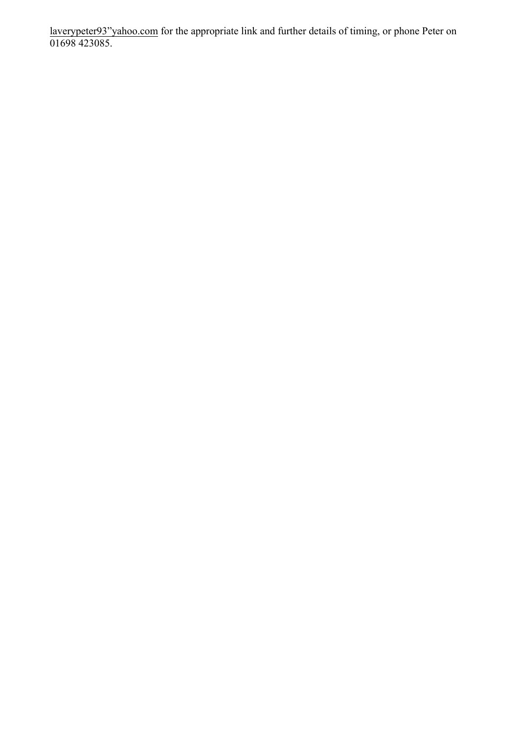laverypeter93"yahoo.com for the appropriate link and further details of timing, or phone Peter on 01698 423085.